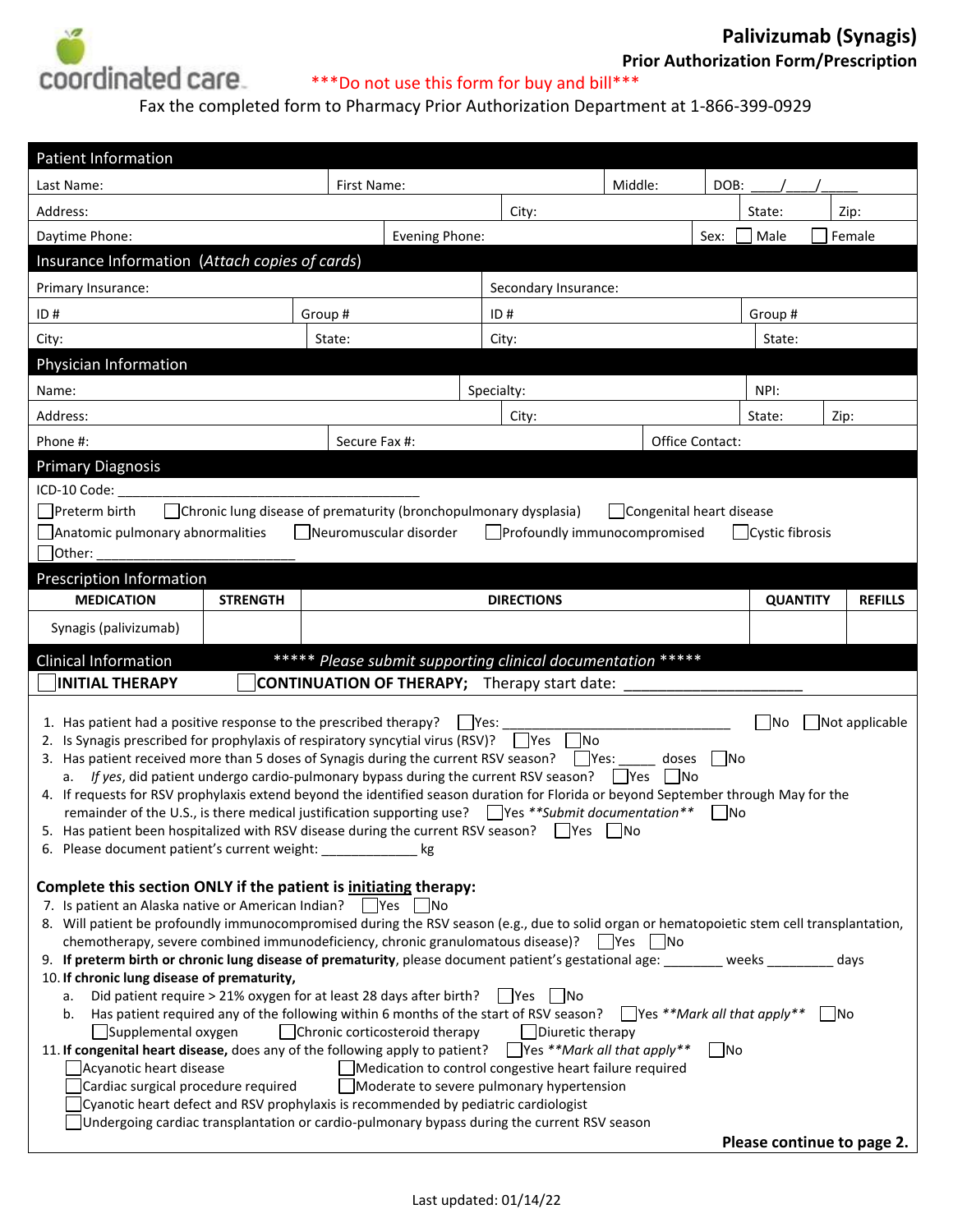coordinated care

# Palivizumab (Synagis)

## Prior Authorization Form/Prescription

***Do not use this form for buy and bill***

Fax the completed form to Pharmacy Prior Authorization Department at 1-866-399-0929

## Patient Information

Last Name: First Name: Middle: DOB: ____/____/_____

Address: City: State: Zip:

Daytime Phone: Evening Phone: Sex: ☐ Male ☐ Female

## Insurance Information (*Attach copies of cards*)

Primary Insurance: Secondary Insurance:

ID # Group # ID # Group #

City: State: City: State:

## Physician Information

Name: Specialty: NPI:

Address: City: State: Zip:

Phone #: Secure Fax #: Office Contact:

## Primary Diagnosis

ICD-10 Code: _______________________________________

☐ Preterm birth ☐ Chronic lung disease of prematurity (bronchopulmonary dysplasia) ☐ Congenital heart disease

☐ Anatomic pulmonary abnormalities ☐ Neuromuscular disorder ☐ Profoundly immunocompromised ☐ Cystic fibrosis

☐ Other: ___________________________

## Prescription Information

| MEDICATION | STRENGTH | DIRECTIONS | QUANTITY | REFILLS |
|---|---|---|---|---|
| Synagis (palivizumab) | | | | |

## Clinical Information

***** *Please submit supporting clinical documentation* *****

☐ **INITIAL THERAPY** ☐ **CONTINUATION OF THERAPY;** Therapy start date: ______________________

1. Has patient had a positive response to the prescribed therapy? ☐ Yes: ______________________________ ☐ No ☐ Not applicable
2. Is Synagis prescribed for prophylaxis of respiratory syncytial virus (RSV)? ☐ Yes ☐ No
3. Has patient received more than 5 doses of Synagis during the current RSV season? ☐ Yes: _____ doses ☐ No
   a. *If yes*, did patient undergo cardio-pulmonary bypass during the current RSV season? ☐ Yes ☐ No
4. If requests for RSV prophylaxis extend beyond the identified season duration for Florida or beyond September through May for the remainder of the U.S., is there medical justification supporting use? ☐ Yes ***Submit documentation*** ☐ No
5. Has patient been hospitalized with RSV disease during the current RSV season? ☐ Yes ☐ No
6. Please document patient's current weight: _____________ kg

**Complete this section ONLY if the patient is initiating therapy:**

7. Is patient an Alaska native or American Indian? ☐ Yes ☐ No
8. Will patient be profoundly immunocompromised during the RSV season (e.g., due to solid organ or hematopoietic stem cell transplantation, chemotherapy, severe combined immunodeficiency, chronic granulomatous disease)? ☐ Yes ☐ No
9. **If preterm birth or chronic lung disease of prematurity**, please document patient's gestational age: ________ weeks _________ days
10. **If chronic lung disease of prematurity,**
    a. Did patient require > 21% oxygen for at least 28 days after birth? ☐ Yes ☐ No
    b. Has patient required any of the following within 6 months of the start of RSV season? ☐ Yes ***Mark all that apply*** ☐ No
       ☐ Supplemental oxygen ☐ Chronic corticosteroid therapy ☐ Diuretic therapy
11. **If congenital heart disease,** does any of the following apply to patient? ☐ Yes ***Mark all that apply*** ☐ No
    ☐ Acyanotic heart disease ☐ Medication to control congestive heart failure required
    ☐ Cardiac surgical procedure required ☐ Moderate to severe pulmonary hypertension
    ☐ Cyanotic heart defect and RSV prophylaxis is recommended by pediatric cardiologist
    ☐ Undergoing cardiac transplantation or cardio-pulmonary bypass during the current RSV season

**Please continue to page 2.**

Last updated: 01/14/22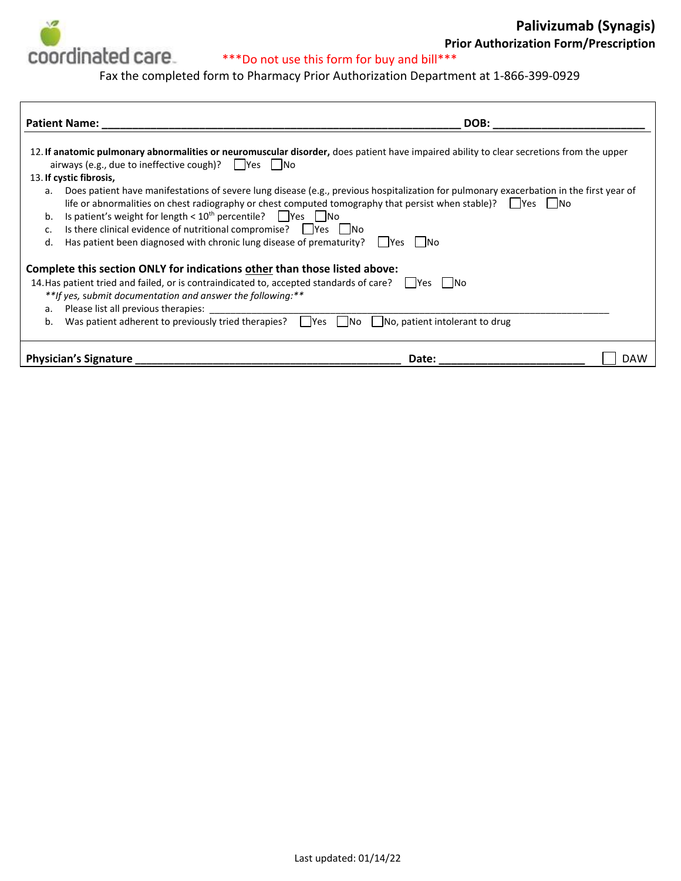# Palivizumab (Synagis)

**Prior Authorization Form/Prescription**

***Do not use this form for buy and bill***

Fax the completed form to Pharmacy Prior Authorization Department at 1-866-399-0929

**Patient Name:** ________________________________________________ **DOB:** ____________________

12. **If anatomic pulmonary abnormalities or neuromuscular disorder,** does patient have impaired ability to clear secretions from the upper airways (e.g., due to ineffective cough)? ☐ Yes ☐ No
13. **If cystic fibrosis,**
    a. Does patient have manifestations of severe lung disease (e.g., previous hospitalization for pulmonary exacerbation in the first year of life or abnormalities on chest radiography or chest computed tomography that persist when stable)? ☐ Yes ☐ No
    b. Is patient's weight for length < $10^{th}$ percentile? ☐ Yes ☐ No
    c. Is there clinical evidence of nutritional compromise? ☐ Yes ☐ No
    d. Has patient been diagnosed with chronic lung disease of prematurity? ☐ Yes ☐ No

**Complete this section ONLY for indications other than those listed above:**

14. Has patient tried and failed, or is contraindicated to, accepted standards of care? ☐ Yes ☐ No

    ***If yes, submit documentation and answer the following:***

    a. Please list all previous therapies: ________________________________________________
    b. Was patient adherent to previously tried therapies? ☐ Yes ☐ No ☐ No, patient intolerant to drug

**Physician's Signature** ____________________________________ **Date:** ____________________ ☐ DAW

Last updated: 01/14/22